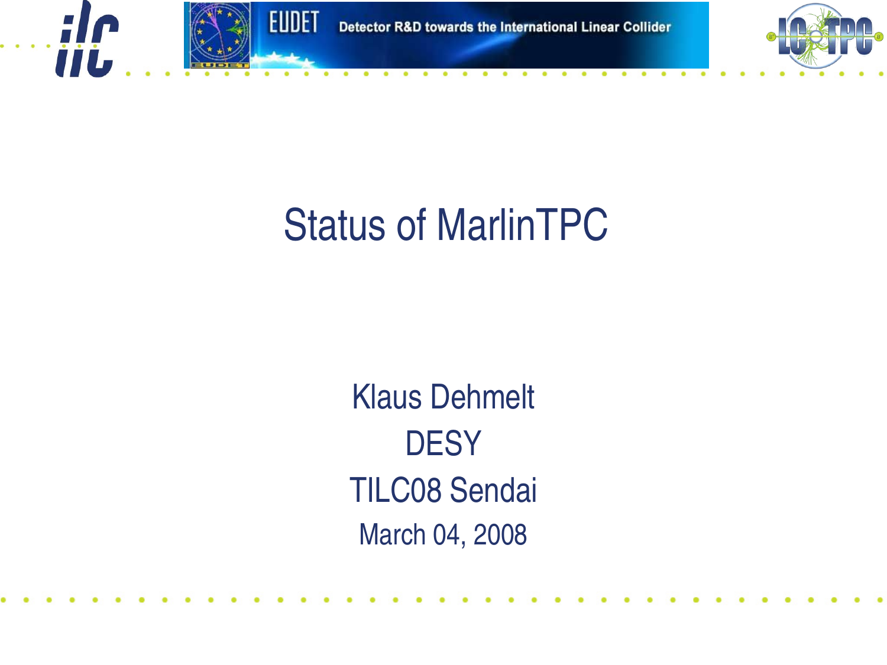# Status of MarlinTPC

Klaus Dehmelt

DESY

TILC08 Sendai

March 04, 2008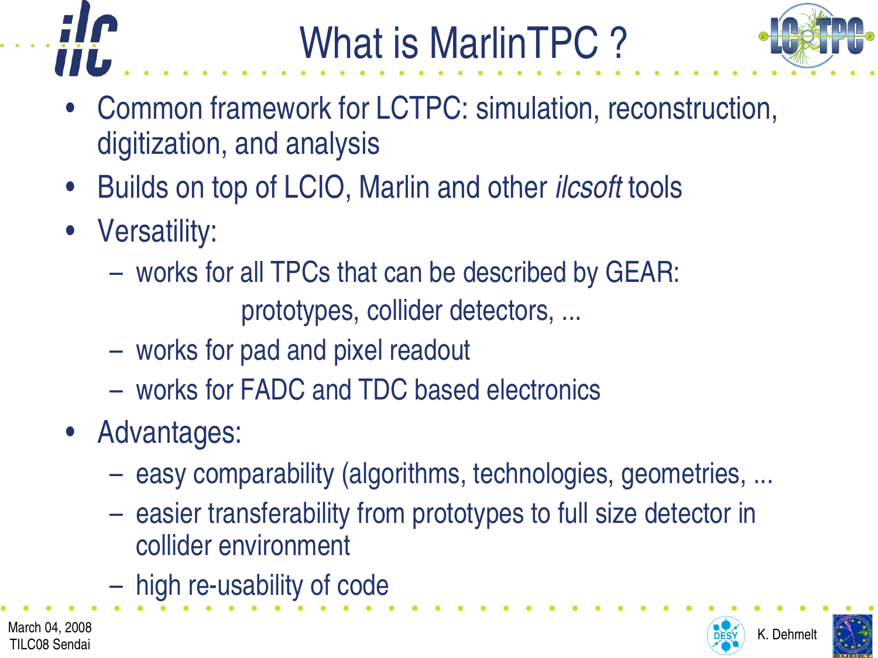# What is MarlinTPC ?

- Common framework for LCTPC: simulation, reconstruction, digitization, and analysis
- Builds on top of LCIO, Marlin and other *ilcsoft* tools
- Versatility:
  - works for all TPCs that can be described by GEAR:
    prototypes, collider detectors, ...
  - works for pad and pixel readout
  - works for FADC and TDC based electronics
- Advantages:
  - easy comparability (algorithms, technologies, geometries, ...
  - easier transferability from prototypes to full size detector in collider environment
  - high re-usability of code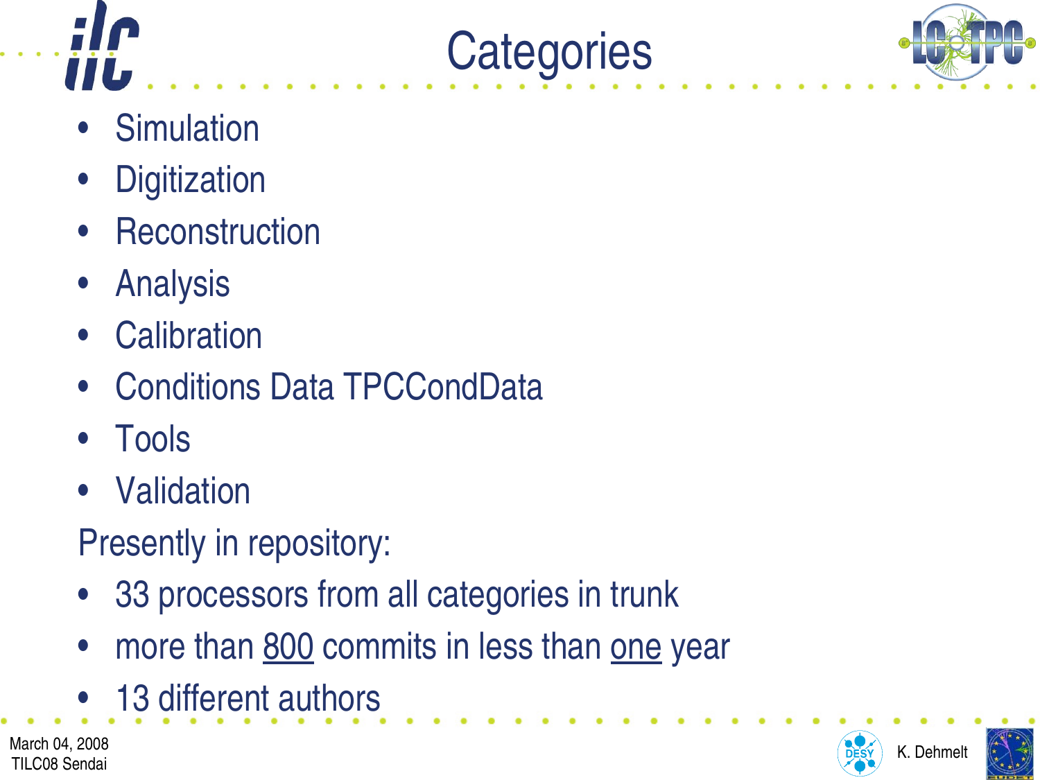# Categories

- Simulation
- Digitization
- Reconstruction
- Analysis
- Calibration
- Conditions Data TPCCondData
- Tools
- Validation

Presently in repository:

- 33 processors from all categories in trunk
- more than <u>800</u> commits in less than <u>one</u> year
- 13 different authors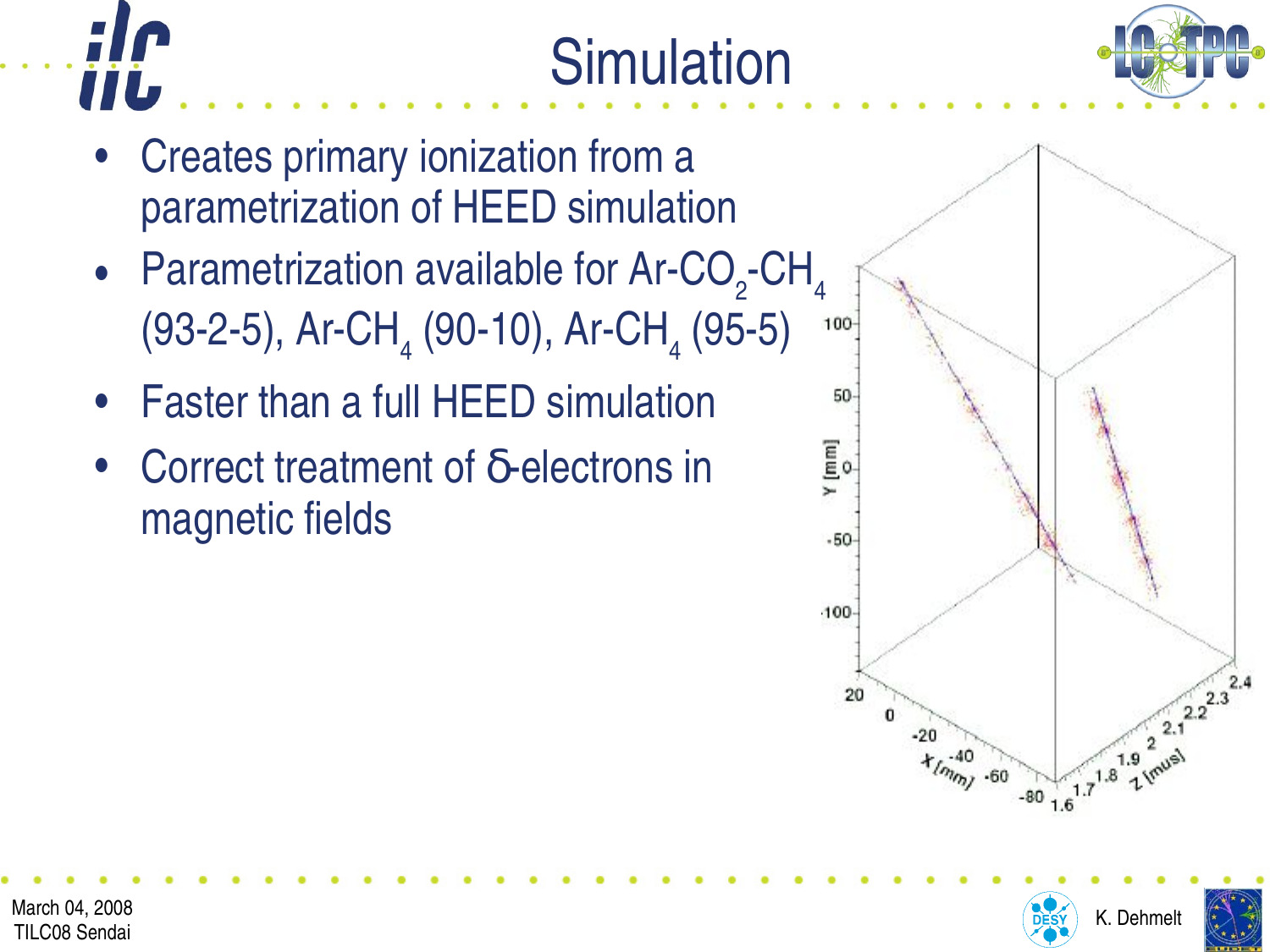# Simulation

- Creates primary ionization from a parametrization of HEED simulation
- Parametrization available for Ar-$CO_2$-$CH_4$ (93-2-5), Ar-$CH_4$ (90-10), Ar-$CH_4$ (95-5)
- Faster than a full HEED simulation
- Correct treatment of δ-electrons in magnetic fields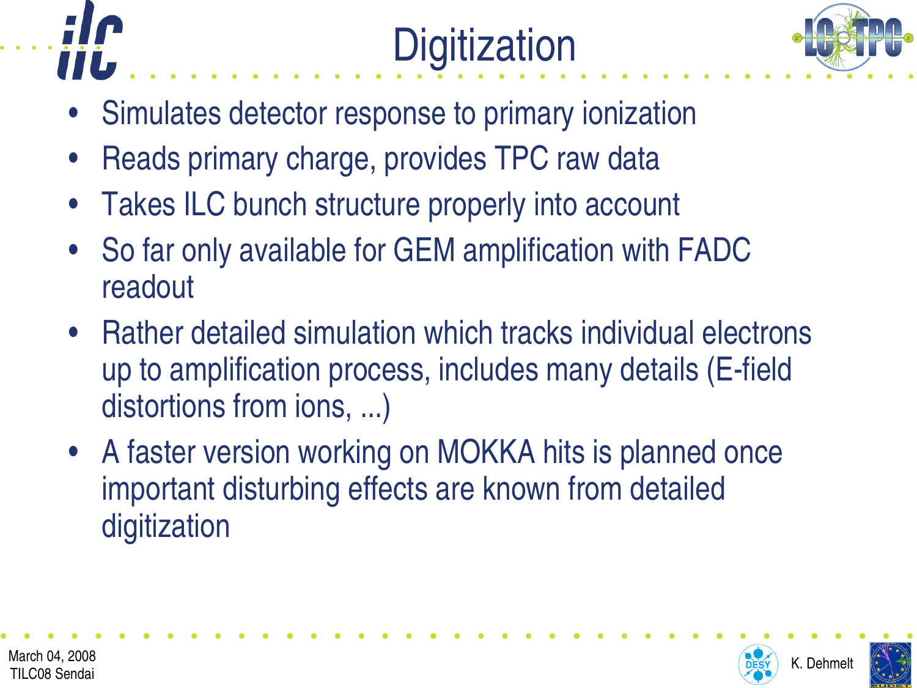# Digitization

- Simulates detector response to primary ionization
- Reads primary charge, provides TPC raw data
- Takes ILC bunch structure properly into account
- So far only available for GEM amplification with FADC readout
- Rather detailed simulation which tracks individual electrons up to amplification process, includes many details (E-field distortions from ions, ...)
- A faster version working on MOKKA hits is planned once important disturbing effects are known from detailed digitization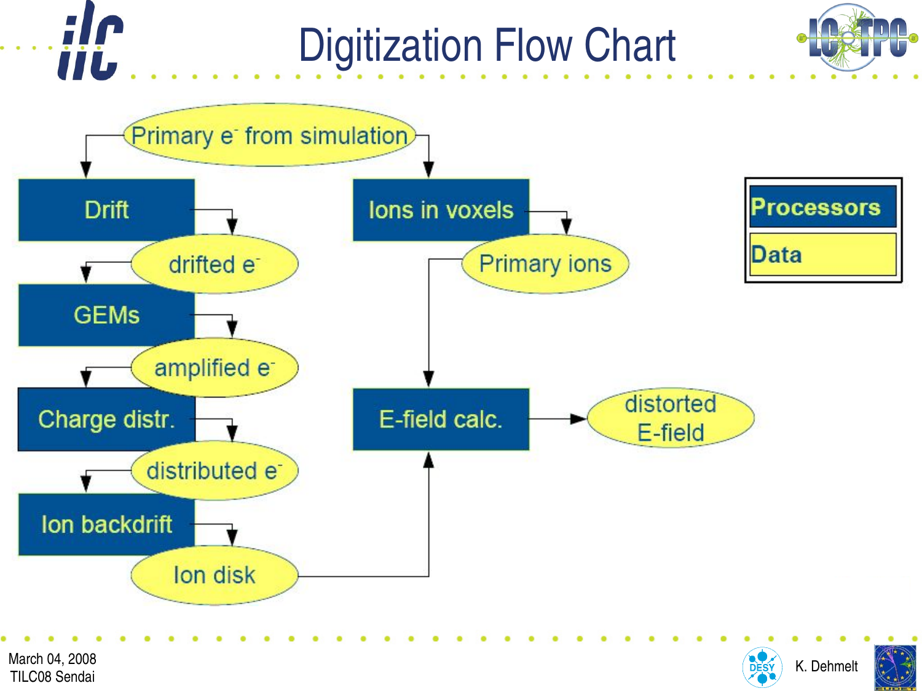# Digitization Flow Chart

Primary $e^-$ from simulation

Drift

drifted $e^-$

GEMs

amplified $e^-$

Charge distr.

distributed $e^-$

Ion backdrift

Ion disk

Ions in voxels

Primary ions

E-field calc.

distorted E-field

Processors

Data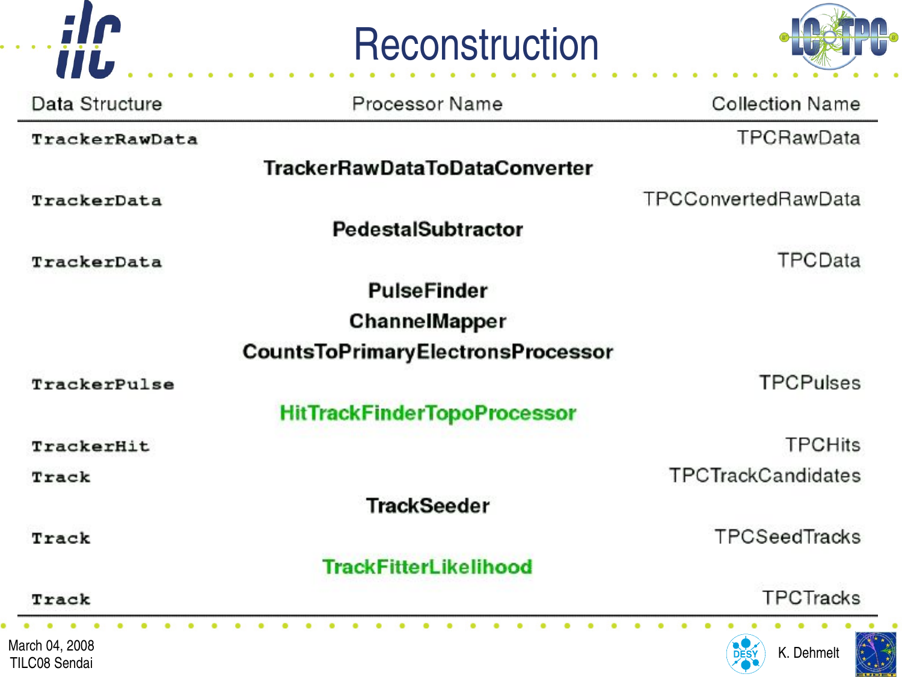# Reconstruction

| Data Structure | Processor Name | Collection Name |
|---|---|---|
| TrackerRawData | | TPCRawData |
| | **TrackerRawDataToDataConverter** | |
| TrackerData | | TPCConvertedRawData |
| | **PedestalSubtractor** | |
| TrackerData | | TPCData |
| | **PulseFinder** | |
| | **ChannelMapper** | |
| | **CountsToPrimaryElectronsProcessor** | |
| TrackerPulse | | TPCPulses |
| | **HitTrackFinderTopoProcessor** | |
| TrackerHit | | TPCHits |
| Track | | TPCTrackCandidates |
| | **TrackSeeder** | |
| Track | | TPCSeedTracks |
| | **TrackFitterLikelihood** | |
| Track | | TPCTracks |

March 04, 2008
TILC08 Sendai

K. Dehmelt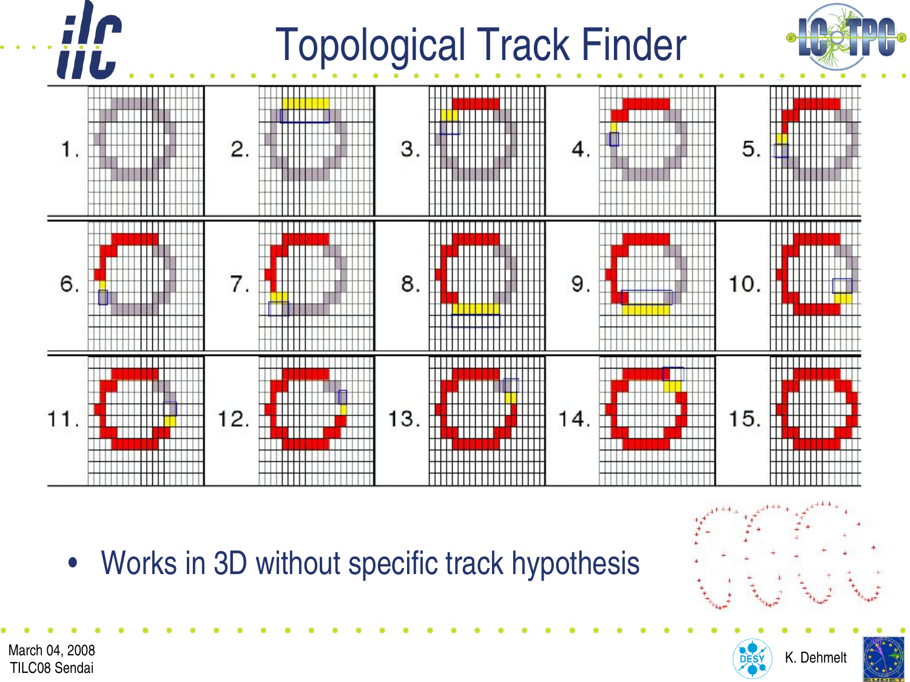# Topological Track Finder

1. 2. 3. 4. 5.

6. 7. 8. 9. 10.

11. 12. 13. 14. 15.

- Works in 3D without specific track hypothesis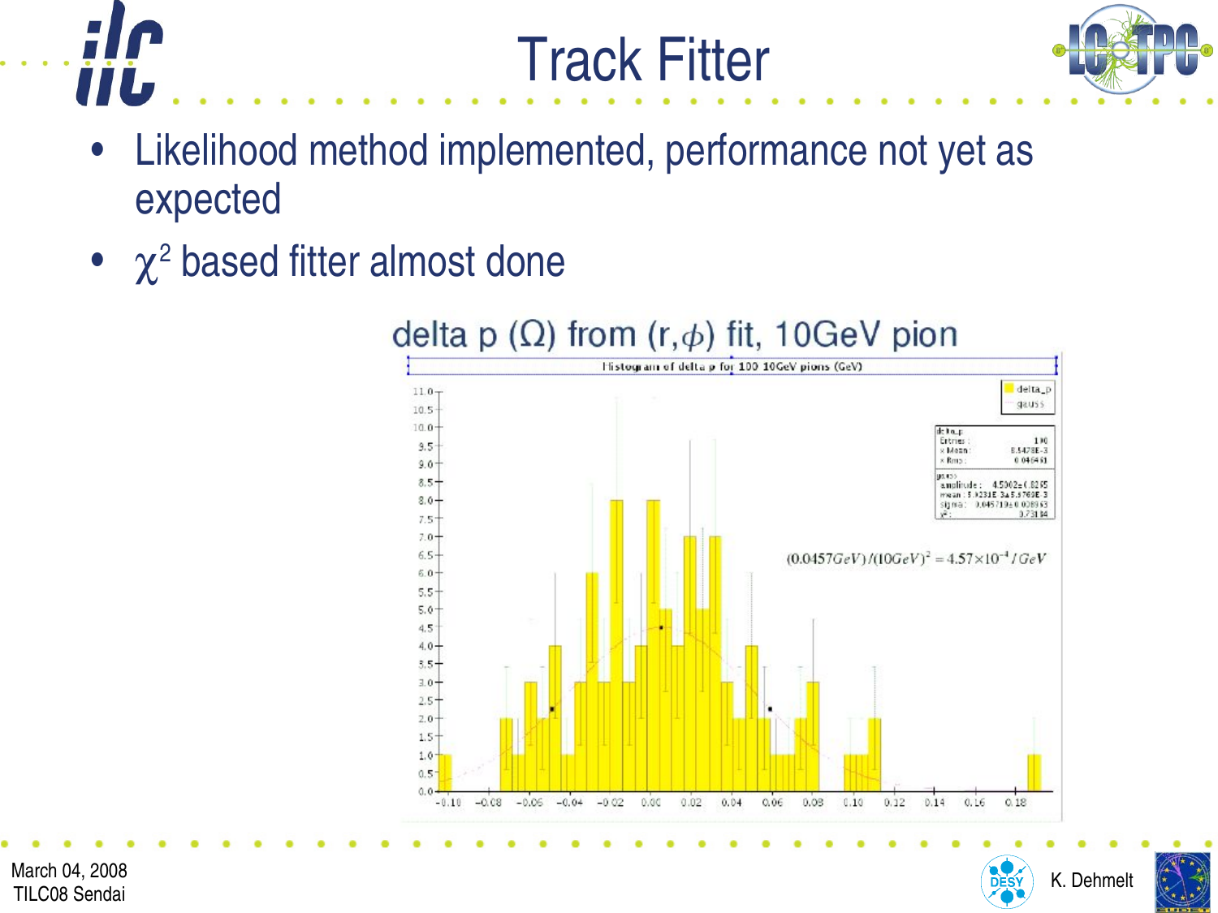# Track Fitter

- Likelihood method implemented, performance not yet as expected
- $\chi^2$ based fitter almost done

delta p ($\Omega$) from ($r,\phi$) fit, 10GeV pion

$(0.0457GeV)/(10GeV)^2 = 4.57\times10^{-4}/GeV$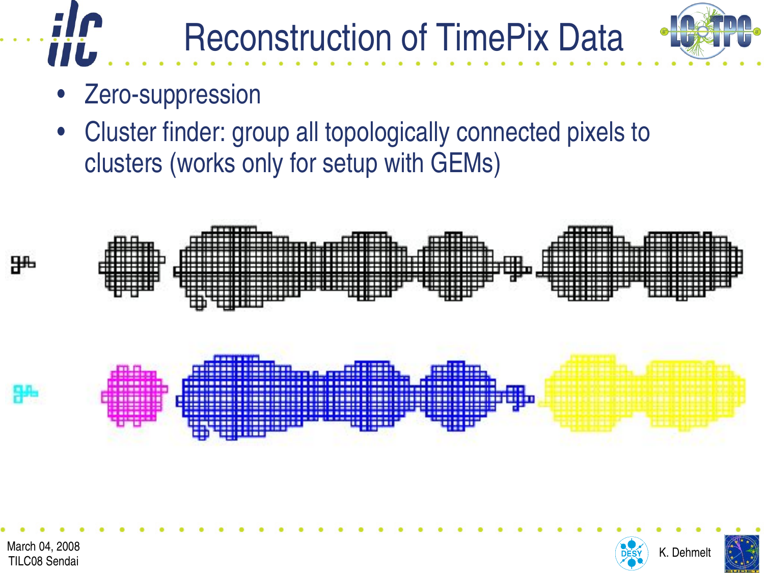# Reconstruction of TimePix Data

- Zero-suppression
- Cluster finder: group all topologically connected pixels to clusters (works only for setup with GEMs)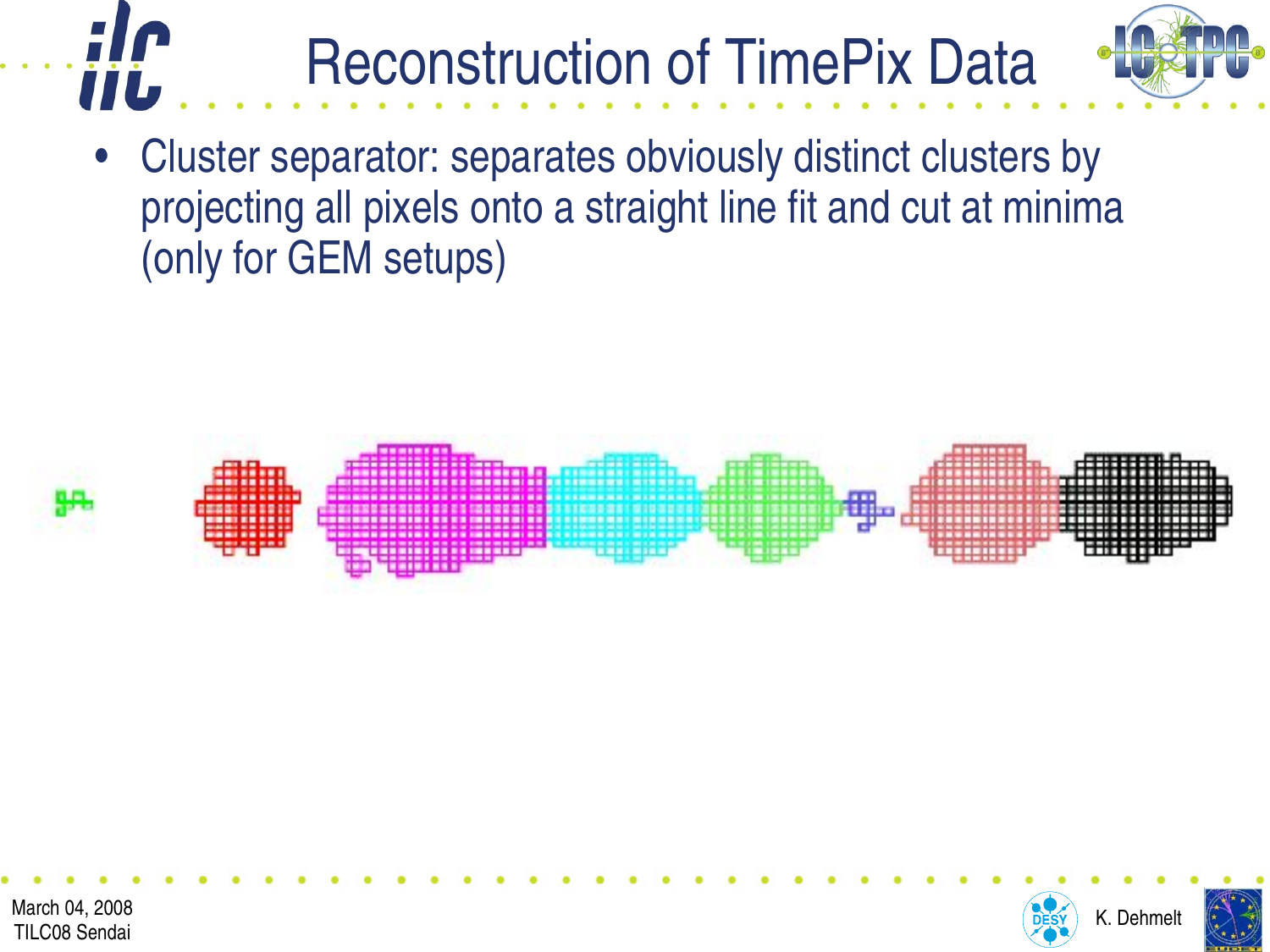# Reconstruction of TimePix Data

- Cluster separator: separates obviously distinct clusters by projecting all pixels onto a straight line fit and cut at minima (only for GEM setups)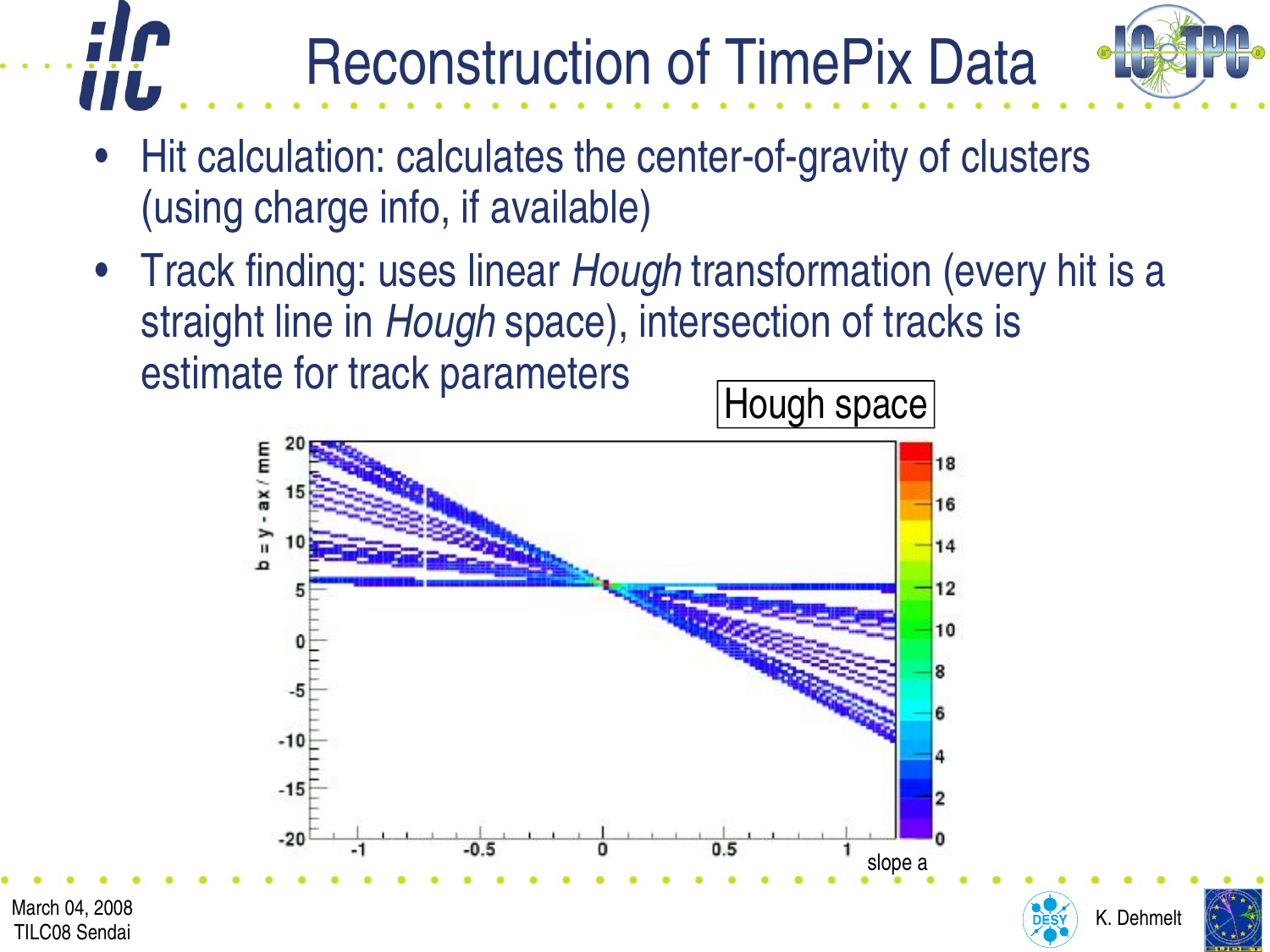# Reconstruction of TimePix Data

- Hit calculation: calculates the center-of-gravity of clusters (using charge info, if available)
- Track finding: uses linear *Hough* transformation (every hit is a straight line in *Hough* space), intersection of tracks is estimate for track parameters

Hough space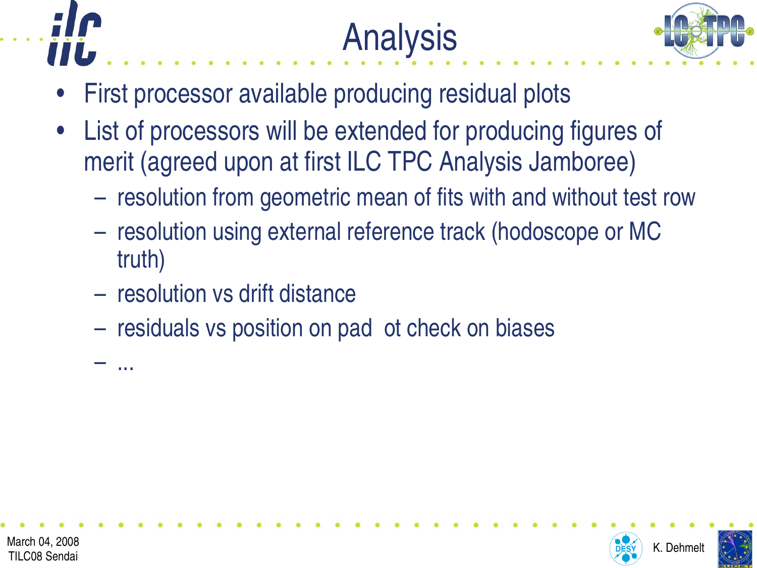# Analysis

- First processor available producing residual plots
- List of processors will be extended for producing figures of merit (agreed upon at first ILC TPC Analysis Jamboree)
  - resolution from geometric mean of fits with and without test row
  - resolution using external reference track (hodoscope or MC truth)
  - resolution vs drift distance
  - residuals vs position on pad  ot check on biases
  - ...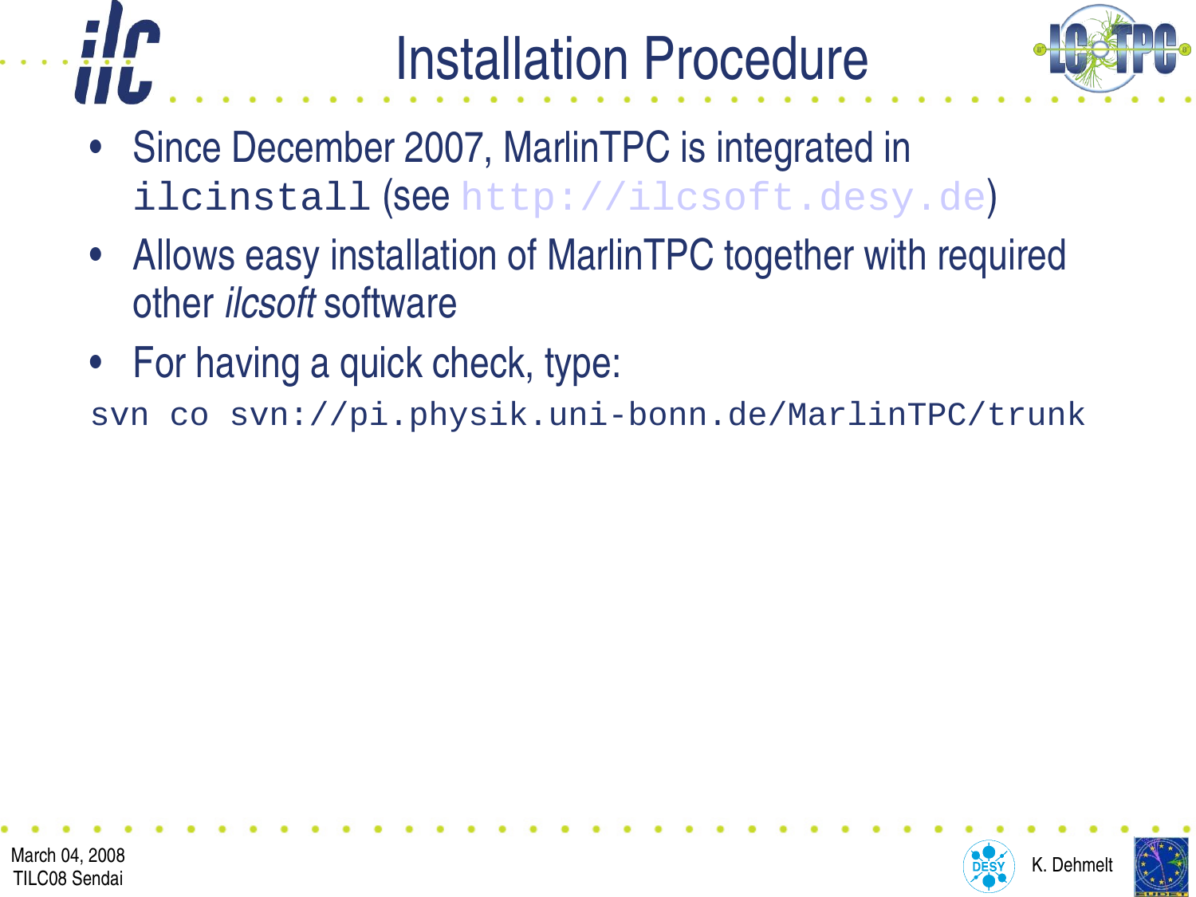# Installation Procedure

- Since December 2007, MarlinTPC is integrated in `ilcinstall` (see http://ilcsoft.desy.de)
- Allows easy installation of MarlinTPC together with required other *ilcsoft* software
- For having a quick check, type:

```
svn co svn://pi.physik.uni-bonn.de/MarlinTPC/trunk
```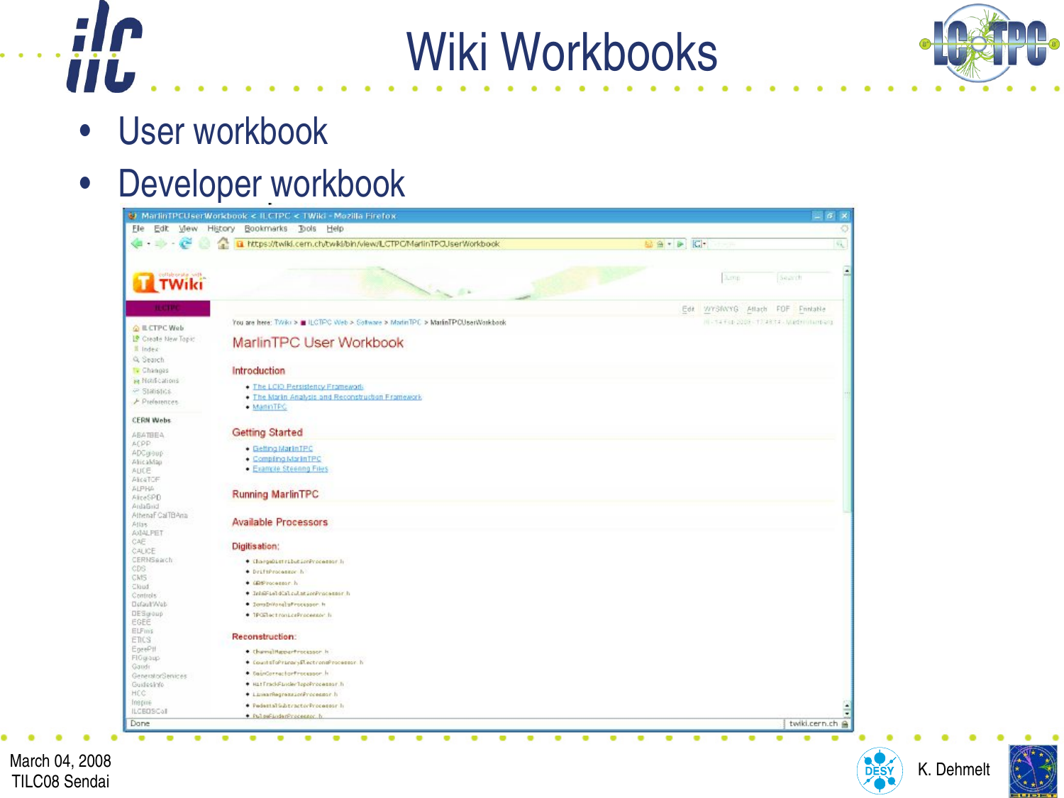# Wiki Workbooks

- User workbook
- Developer workbook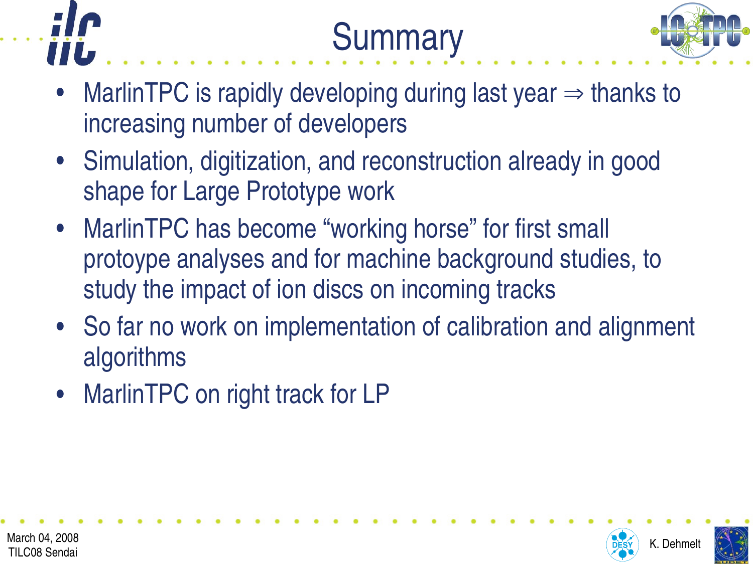# Summary

- MarlinTPC is rapidly developing during last year ⇒ thanks to increasing number of developers
- Simulation, digitization, and reconstruction already in good shape for Large Prototype work
- MarlinTPC has become “working horse” for first small protoype analyses and for machine background studies, to study the impact of ion discs on incoming tracks
- So far no work on implementation of calibration and alignment algorithms
- MarlinTPC on right track for LP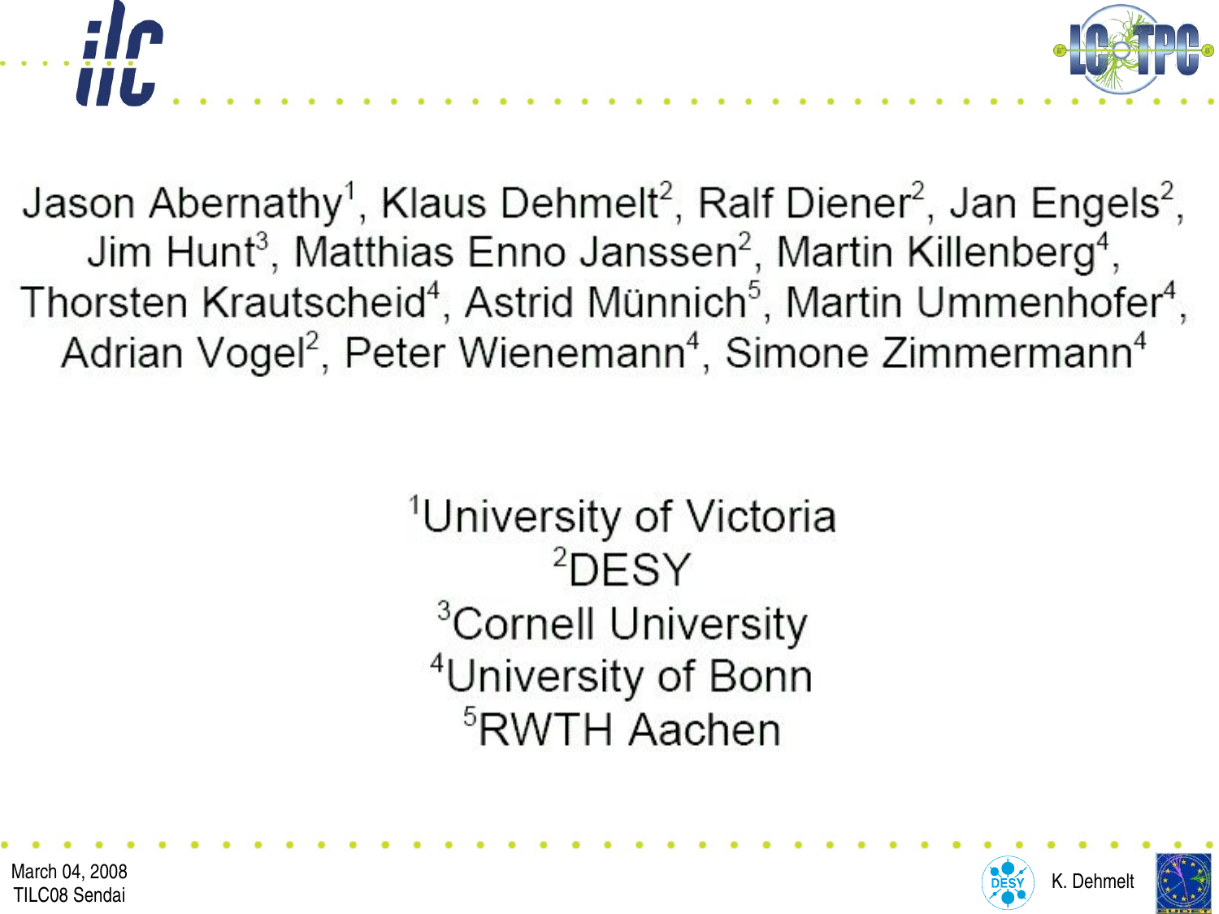Jason Abernathy[1], Klaus Dehmelt[2], Ralf Diener[2], Jan Engels[2], Jim Hunt[3], Matthias Enno Janssen[2], Martin Killenberg[4], Thorsten Krautscheid[4], Astrid Münnich[5], Martin Ummenhofer[4], Adrian Vogel[2], Peter Wienemann[4], Simone Zimmermann[4]

[1]University of Victoria
[2]DESY
[3]Cornell University
[4]University of Bonn
[5]RWTH Aachen